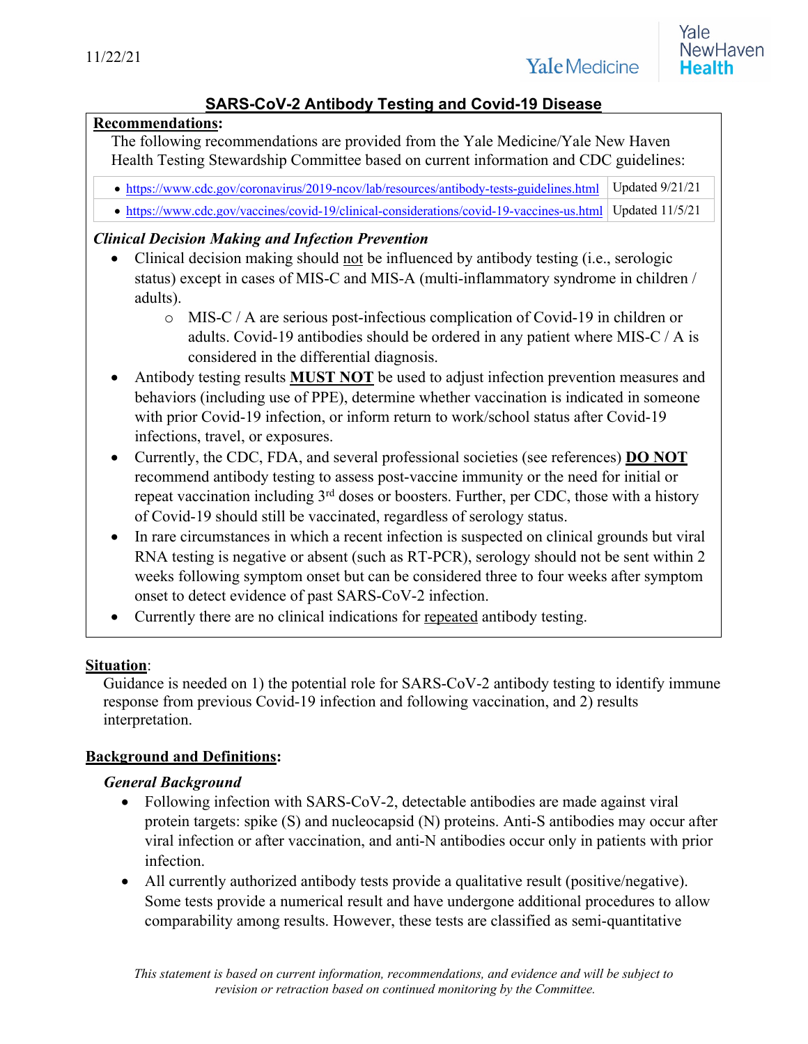11/22/21

# SARS-CoV-2 Antibody Testing and Covid-19 Disease

**Recommendations:**

The following recommendations are provided from the Yale Medicine/Yale New Haven Health Testing Stewardship Committee based on current information and CDC guidelines:

| | |
|---|---|
| • https://www.cdc.gov/coronavirus/2019-ncov/lab/resources/antibody-tests-guidelines.html | Updated 9/21/21 |
| • https://www.cdc.gov/vaccines/covid-19/clinical-considerations/covid-19-vaccines-us.html | Updated 11/5/21 |

***Clinical Decision Making and Infection Prevention***

- Clinical decision making should not be influenced by antibody testing (i.e., serologic status) except in cases of MIS-C and MIS-A (multi-inflammatory syndrome in children / adults).
  - MIS-C / A are serious post-infectious complication of Covid-19 in children or adults. Covid-19 antibodies should be ordered in any patient where MIS-C / A is considered in the differential diagnosis.
- Antibody testing results **MUST NOT** be used to adjust infection prevention measures and behaviors (including use of PPE), determine whether vaccination is indicated in someone with prior Covid-19 infection, or inform return to work/school status after Covid-19 infections, travel, or exposures.
- Currently, the CDC, FDA, and several professional societies (see references) **DO NOT** recommend antibody testing to assess post-vaccine immunity or the need for initial or repeat vaccination including 3rd doses or boosters. Further, per CDC, those with a history of Covid-19 should still be vaccinated, regardless of serology status.
- In rare circumstances in which a recent infection is suspected on clinical grounds but viral RNA testing is negative or absent (such as RT-PCR), serology should not be sent within 2 weeks following symptom onset but can be considered three to four weeks after symptom onset to detect evidence of past SARS-CoV-2 infection.
- Currently there are no clinical indications for repeated antibody testing.

**Situation**:

Guidance is needed on 1) the potential role for SARS-CoV-2 antibody testing to identify immune response from previous Covid-19 infection and following vaccination, and 2) results interpretation.

**Background and Definitions:**

***General Background***

- Following infection with SARS-CoV-2, detectable antibodies are made against viral protein targets: spike (S) and nucleocapsid (N) proteins. Anti-S antibodies may occur after viral infection or after vaccination, and anti-N antibodies occur only in patients with prior infection.
- All currently authorized antibody tests provide a qualitative result (positive/negative). Some tests provide a numerical result and have undergone additional procedures to allow comparability among results. However, these tests are classified as semi-quantitative

*This statement is based on current information, recommendations, and evidence and will be subject to revision or retraction based on continued monitoring by the Committee.*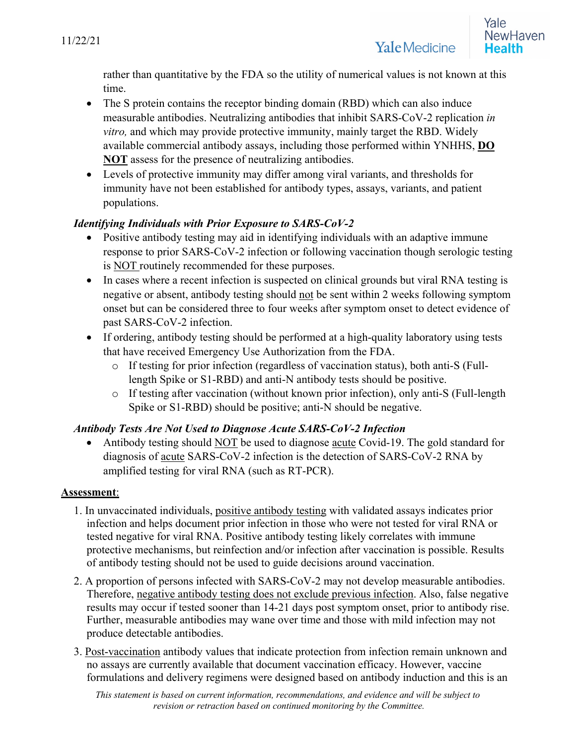rather than quantitative by the FDA so the utility of numerical values is not known at this time.

- The S protein contains the receptor binding domain (RBD) which can also induce measurable antibodies. Neutralizing antibodies that inhibit SARS-CoV-2 replication *in vitro,* and which may provide protective immunity, mainly target the RBD. Widely available commercial antibody assays, including those performed within YNHHS, <u>**DO NOT**</u> assess for the presence of neutralizing antibodies.
- Levels of protective immunity may differ among viral variants, and thresholds for immunity have not been established for antibody types, assays, variants, and patient populations.

***Identifying Individuals with Prior Exposure to SARS-CoV-2***

- Positive antibody testing may aid in identifying individuals with an adaptive immune response to prior SARS-CoV-2 infection or following vaccination though serologic testing is <u>NOT</u> routinely recommended for these purposes.
- In cases where a recent infection is suspected on clinical grounds but viral RNA testing is negative or absent, antibody testing should <u>not</u> be sent within 2 weeks following symptom onset but can be considered three to four weeks after symptom onset to detect evidence of past SARS-CoV-2 infection.
- If ordering, antibody testing should be performed at a high-quality laboratory using tests that have received Emergency Use Authorization from the FDA.
  - If testing for prior infection (regardless of vaccination status), both anti-S (Full-length Spike or S1-RBD) and anti-N antibody tests should be positive.
  - If testing after vaccination (without known prior infection), only anti-S (Full-length Spike or S1-RBD) should be positive; anti-N should be negative.

***Antibody Tests Are Not Used to Diagnose Acute SARS-CoV-2 Infection***

- Antibody testing should <u>NOT</u> be used to diagnose <u>acute</u> Covid-19. The gold standard for diagnosis of <u>acute</u> SARS-CoV-2 infection is the detection of SARS-CoV-2 RNA by amplified testing for viral RNA (such as RT-PCR).

<u>**Assessment**</u>:

1. In unvaccinated individuals, <u>positive antibody testing</u> with validated assays indicates prior infection and helps document prior infection in those who were not tested for viral RNA or tested negative for viral RNA. Positive antibody testing likely correlates with immune protective mechanisms, but reinfection and/or infection after vaccination is possible. Results of antibody testing should not be used to guide decisions around vaccination.
2. A proportion of persons infected with SARS-CoV-2 may not develop measurable antibodies. Therefore, <u>negative antibody testing does not exclude previous infection</u>. Also, false negative results may occur if tested sooner than 14-21 days post symptom onset, prior to antibody rise. Further, measurable antibodies may wane over time and those with mild infection may not produce detectable antibodies.
3. <u>Post-vaccination</u> antibody values that indicate protection from infection remain unknown and no assays are currently available that document vaccination efficacy. However, vaccine formulations and delivery regimens were designed based on antibody induction and this is an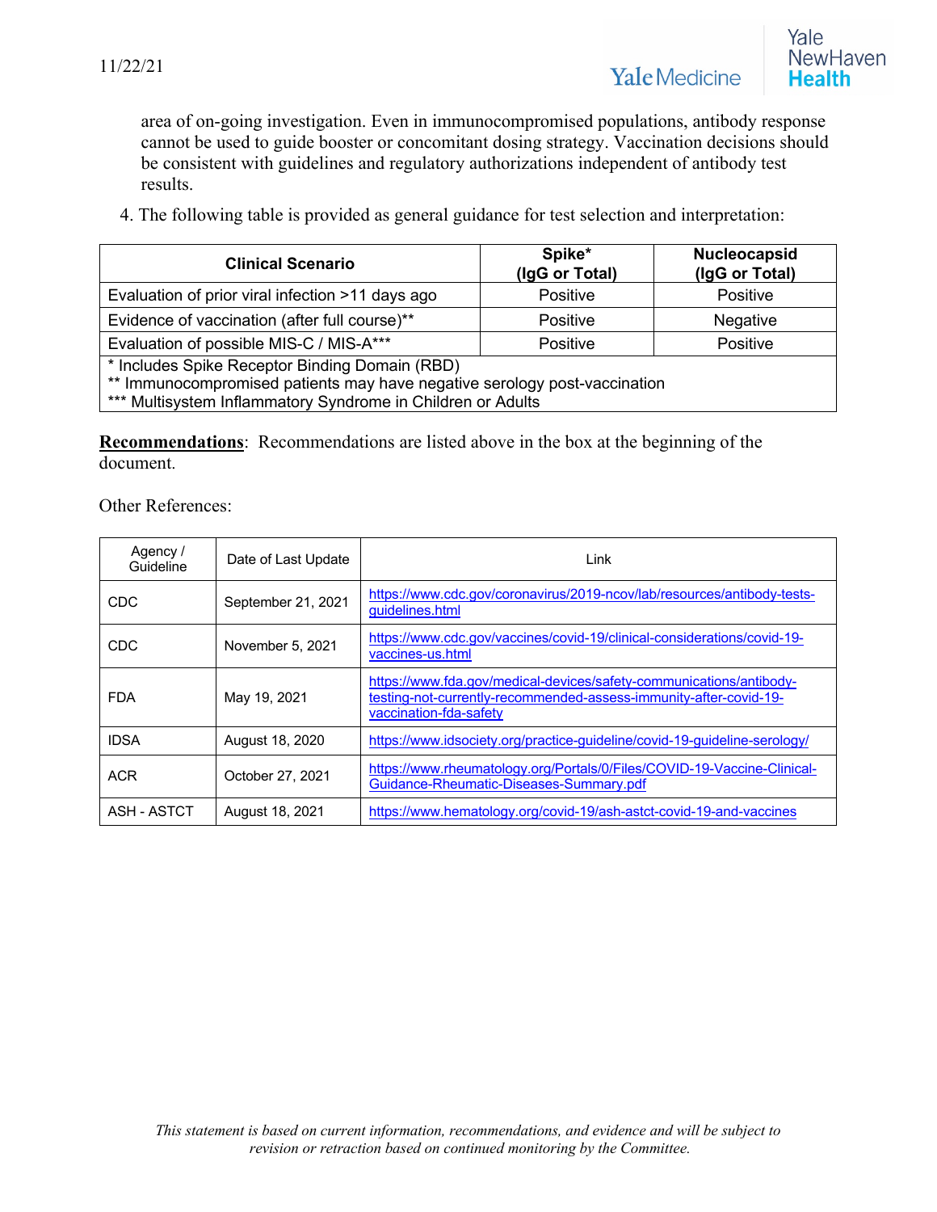area of on-going investigation. Even in immunocompromised populations, antibody response cannot be used to guide booster or concomitant dosing strategy. Vaccination decisions should be consistent with guidelines and regulatory authorizations independent of antibody test results.

4. The following table is provided as general guidance for test selection and interpretation:

| Clinical Scenario | Spike* (IgG or Total) | Nucleocapsid (IgG or Total) |
|---|---|---|
| Evaluation of prior viral infection >11 days ago | Positive | Positive |
| Evidence of vaccination (after full course)** | Positive | Negative |
| Evaluation of possible MIS-C / MIS-A*** | Positive | Positive |
| * Includes Spike Receptor Binding Domain (RBD)<br>** Immunocompromised patients may have negative serology post-vaccination<br>*** Multisystem Inflammatory Syndrome in Children or Adults | | |

**<u>Recommendations</u>**: Recommendations are listed above in the box at the beginning of the document.

Other References:

| Agency / Guideline | Date of Last Update | Link |
|---|---|---|
| CDC | September 21, 2021 | https://www.cdc.gov/coronavirus/2019-ncov/lab/resources/antibody-tests-guidelines.html |
| CDC | November 5, 2021 | https://www.cdc.gov/vaccines/covid-19/clinical-considerations/covid-19-vaccines-us.html |
| FDA | May 19, 2021 | https://www.fda.gov/medical-devices/safety-communications/antibody-testing-not-currently-recommended-assess-immunity-after-covid-19-vaccination-fda-safety |
| IDSA | August 18, 2020 | https://www.idsociety.org/practice-guideline/covid-19-guideline-serology/ |
| ACR | October 27, 2021 | https://www.rheumatology.org/Portals/0/Files/COVID-19-Vaccine-Clinical-Guidance-Rheumatic-Diseases-Summary.pdf |
| ASH - ASTCT | August 18, 2021 | https://www.hematology.org/covid-19/ash-astct-covid-19-and-vaccines |

*This statement is based on current information, recommendations, and evidence and will be subject to revision or retraction based on continued monitoring by the Committee.*